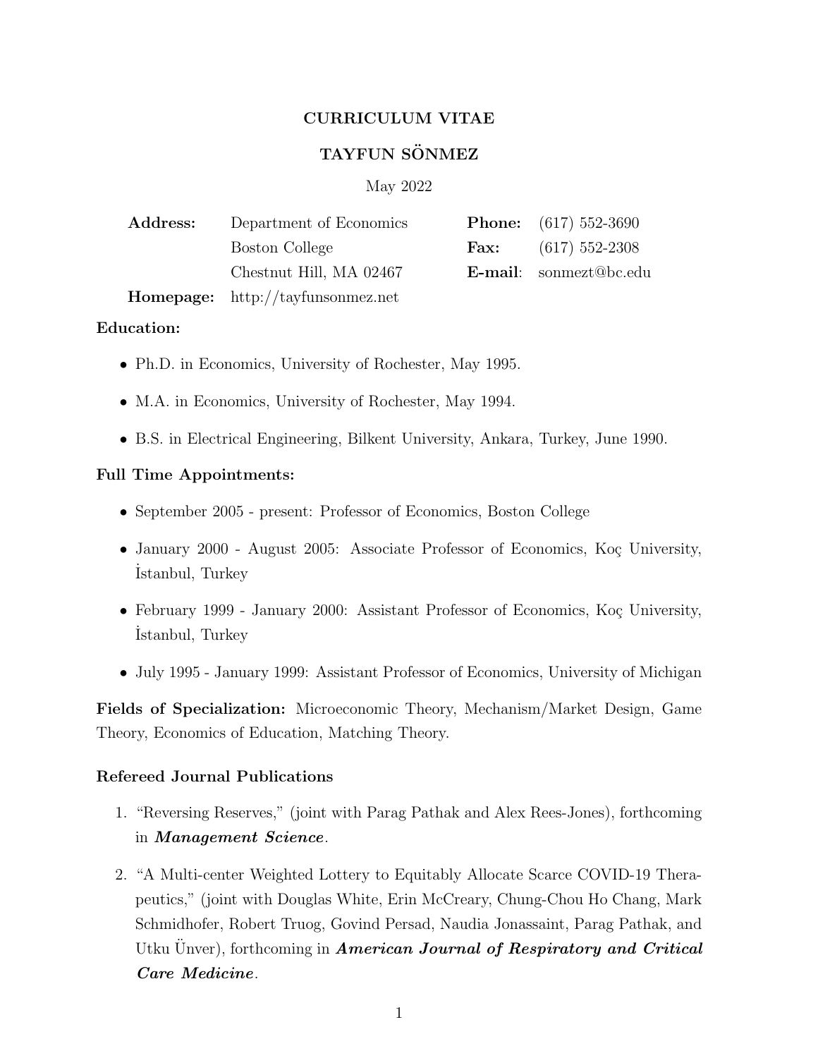# CURRICULUM VITAE

## TAYFUN SÖNMEZ

May 2022

| | | | |
|---|---|---|---|
| **Address:** | Department of Economics | **Phone:** | (617) 552-3690 |
| | Boston College | **Fax:** | (617) 552-2308 |
| | Chestnut Hill, MA 02467 | **E-mail**: | sonmezt@bc.edu |
| **Homepage:** | http://tayfunsonmez.net | | |

**Education:**

- Ph.D. in Economics, University of Rochester, May 1995.
- M.A. in Economics, University of Rochester, May 1994.
- B.S. in Electrical Engineering, Bilkent University, Ankara, Turkey, June 1990.

**Full Time Appointments:**

- September 2005 - present: Professor of Economics, Boston College
- January 2000 - August 2005: Associate Professor of Economics, Koç University, İstanbul, Turkey
- February 1999 - January 2000: Assistant Professor of Economics, Koç University, İstanbul, Turkey
- July 1995 - January 1999: Assistant Professor of Economics, University of Michigan

**Fields of Specialization:** Microeconomic Theory, Mechanism/Market Design, Game Theory, Economics of Education, Matching Theory.

**Refereed Journal Publications**

1. "Reversing Reserves," (joint with Parag Pathak and Alex Rees-Jones), forthcoming in ***Management Science***.
2. "A Multi-center Weighted Lottery to Equitably Allocate Scarce COVID-19 Therapeutics," (joint with Douglas White, Erin McCreary, Chung-Chou Ho Chang, Mark Schmidhofer, Robert Truog, Govind Persad, Naudia Jonassaint, Parag Pathak, and Utku Ünver), forthcoming in ***American Journal of Respiratory and Critical Care Medicine***.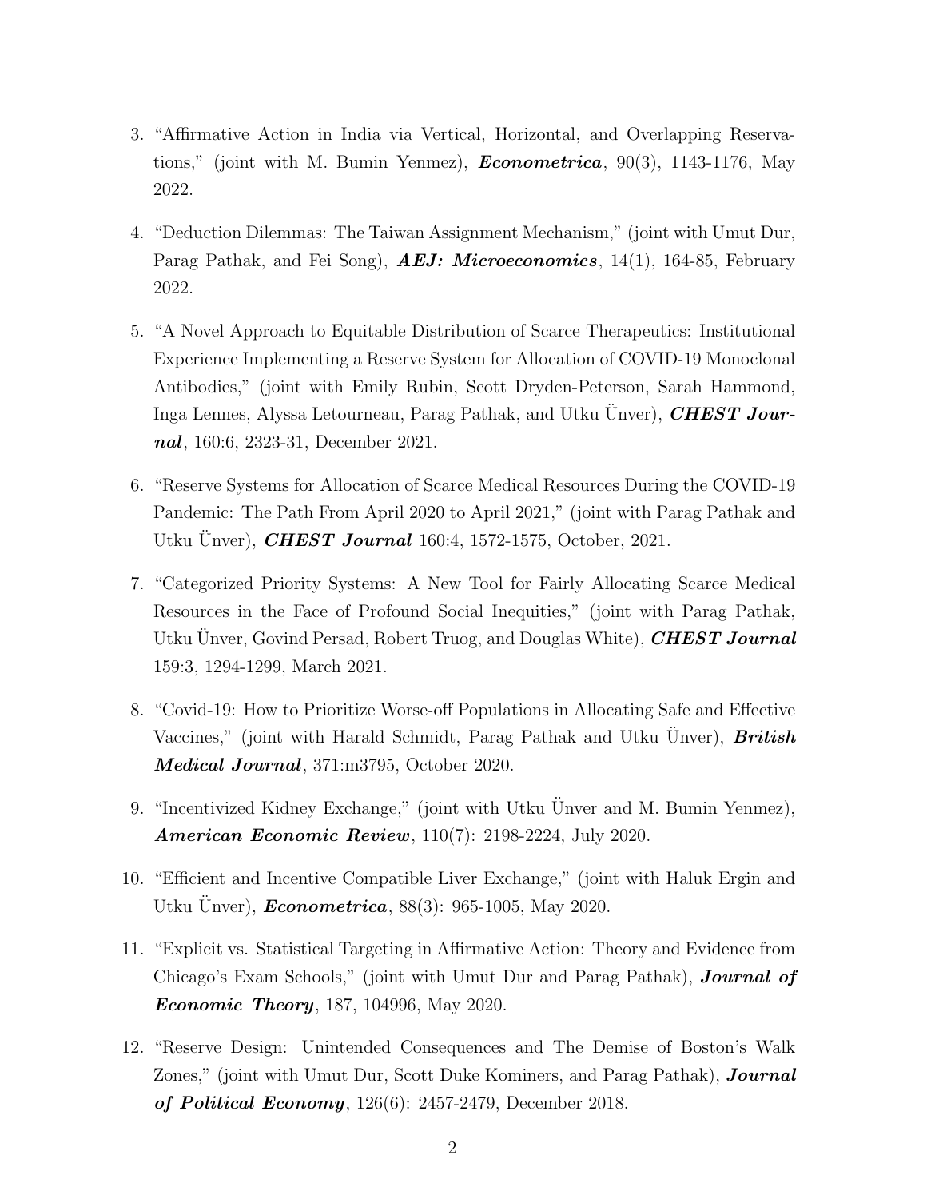3. "Affirmative Action in India via Vertical, Horizontal, and Overlapping Reservations," (joint with M. Bumin Yenmez), ***Econometrica***, 90(3), 1143-1176, May 2022.

4. "Deduction Dilemmas: The Taiwan Assignment Mechanism," (joint with Umut Dur, Parag Pathak, and Fei Song), ***AEJ: Microeconomics***, 14(1), 164-85, February 2022.

5. "A Novel Approach to Equitable Distribution of Scarce Therapeutics: Institutional Experience Implementing a Reserve System for Allocation of COVID-19 Monoclonal Antibodies," (joint with Emily Rubin, Scott Dryden-Peterson, Sarah Hammond, Inga Lennes, Alyssa Letourneau, Parag Pathak, and Utku Ünver), ***CHEST Journal***, 160:6, 2323-31, December 2021.

6. "Reserve Systems for Allocation of Scarce Medical Resources During the COVID-19 Pandemic: The Path From April 2020 to April 2021," (joint with Parag Pathak and Utku Ünver), ***CHEST Journal*** 160:4, 1572-1575, October, 2021.

7. "Categorized Priority Systems: A New Tool for Fairly Allocating Scarce Medical Resources in the Face of Profound Social Inequities," (joint with Parag Pathak, Utku Ünver, Govind Persad, Robert Truog, and Douglas White), ***CHEST Journal*** 159:3, 1294-1299, March 2021.

8. "Covid-19: How to Prioritize Worse-off Populations in Allocating Safe and Effective Vaccines," (joint with Harald Schmidt, Parag Pathak and Utku Ünver), ***British Medical Journal***, 371:m3795, October 2020.

9. "Incentivized Kidney Exchange," (joint with Utku Ünver and M. Bumin Yenmez), ***American Economic Review***, 110(7): 2198-2224, July 2020.

10. "Efficient and Incentive Compatible Liver Exchange," (joint with Haluk Ergin and Utku Ünver), ***Econometrica***, 88(3): 965-1005, May 2020.

11. "Explicit vs. Statistical Targeting in Affirmative Action: Theory and Evidence from Chicago's Exam Schools," (joint with Umut Dur and Parag Pathak), ***Journal of Economic Theory***, 187, 104996, May 2020.

12. "Reserve Design: Unintended Consequences and The Demise of Boston's Walk Zones," (joint with Umut Dur, Scott Duke Kominers, and Parag Pathak), ***Journal of Political Economy***, 126(6): 2457-2479, December 2018.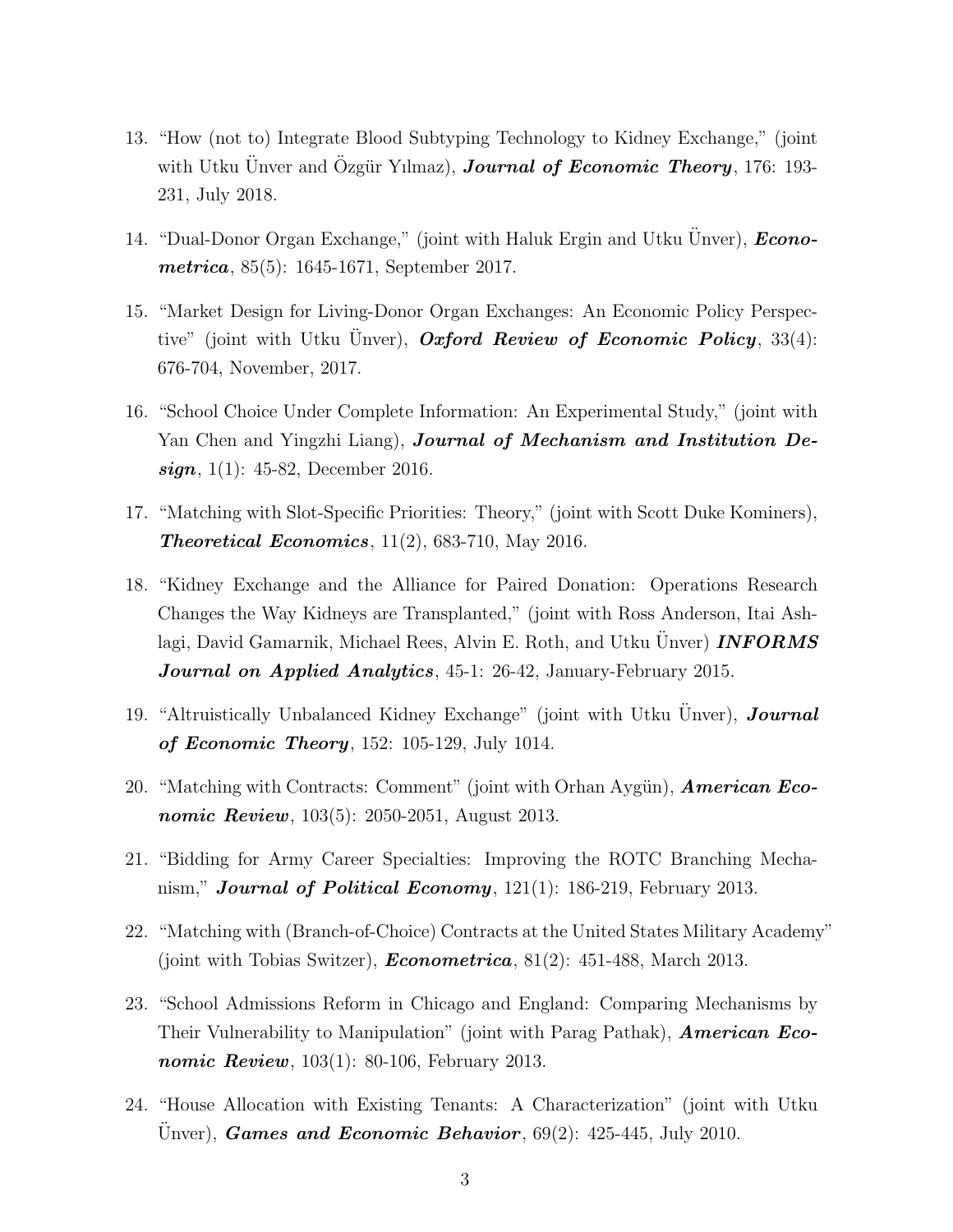13. "How (not to) Integrate Blood Subtyping Technology to Kidney Exchange," (joint with Utku Ünver and Özgür Yılmaz), ***Journal of Economic Theory***, 176: 193-231, July 2018.

14. "Dual-Donor Organ Exchange," (joint with Haluk Ergin and Utku Ünver), ***Econometrica***, 85(5): 1645-1671, September 2017.

15. "Market Design for Living-Donor Organ Exchanges: An Economic Policy Perspective" (joint with Utku Ünver), ***Oxford Review of Economic Policy***, 33(4): 676-704, November, 2017.

16. "School Choice Under Complete Information: An Experimental Study," (joint with Yan Chen and Yingzhi Liang), ***Journal of Mechanism and Institution Design***, 1(1): 45-82, December 2016.

17. "Matching with Slot-Specific Priorities: Theory," (joint with Scott Duke Kominers), ***Theoretical Economics***, 11(2), 683-710, May 2016.

18. "Kidney Exchange and the Alliance for Paired Donation: Operations Research Changes the Way Kidneys are Transplanted," (joint with Ross Anderson, Itai Ashlagi, David Gamarnik, Michael Rees, Alvin E. Roth, and Utku Ünver) ***INFORMS Journal on Applied Analytics***, 45-1: 26-42, January-February 2015.

19. "Altruistically Unbalanced Kidney Exchange" (joint with Utku Ünver), ***Journal of Economic Theory***, 152: 105-129, July 1014.

20. "Matching with Contracts: Comment" (joint with Orhan Aygün), ***American Economic Review***, 103(5): 2050-2051, August 2013.

21. "Bidding for Army Career Specialties: Improving the ROTC Branching Mechanism," ***Journal of Political Economy***, 121(1): 186-219, February 2013.

22. "Matching with (Branch-of-Choice) Contracts at the United States Military Academy" (joint with Tobias Switzer), ***Econometrica***, 81(2): 451-488, March 2013.

23. "School Admissions Reform in Chicago and England: Comparing Mechanisms by Their Vulnerability to Manipulation" (joint with Parag Pathak), ***American Economic Review***, 103(1): 80-106, February 2013.

24. "House Allocation with Existing Tenants: A Characterization" (joint with Utku Ünver), ***Games and Economic Behavior***, 69(2): 425-445, July 2010.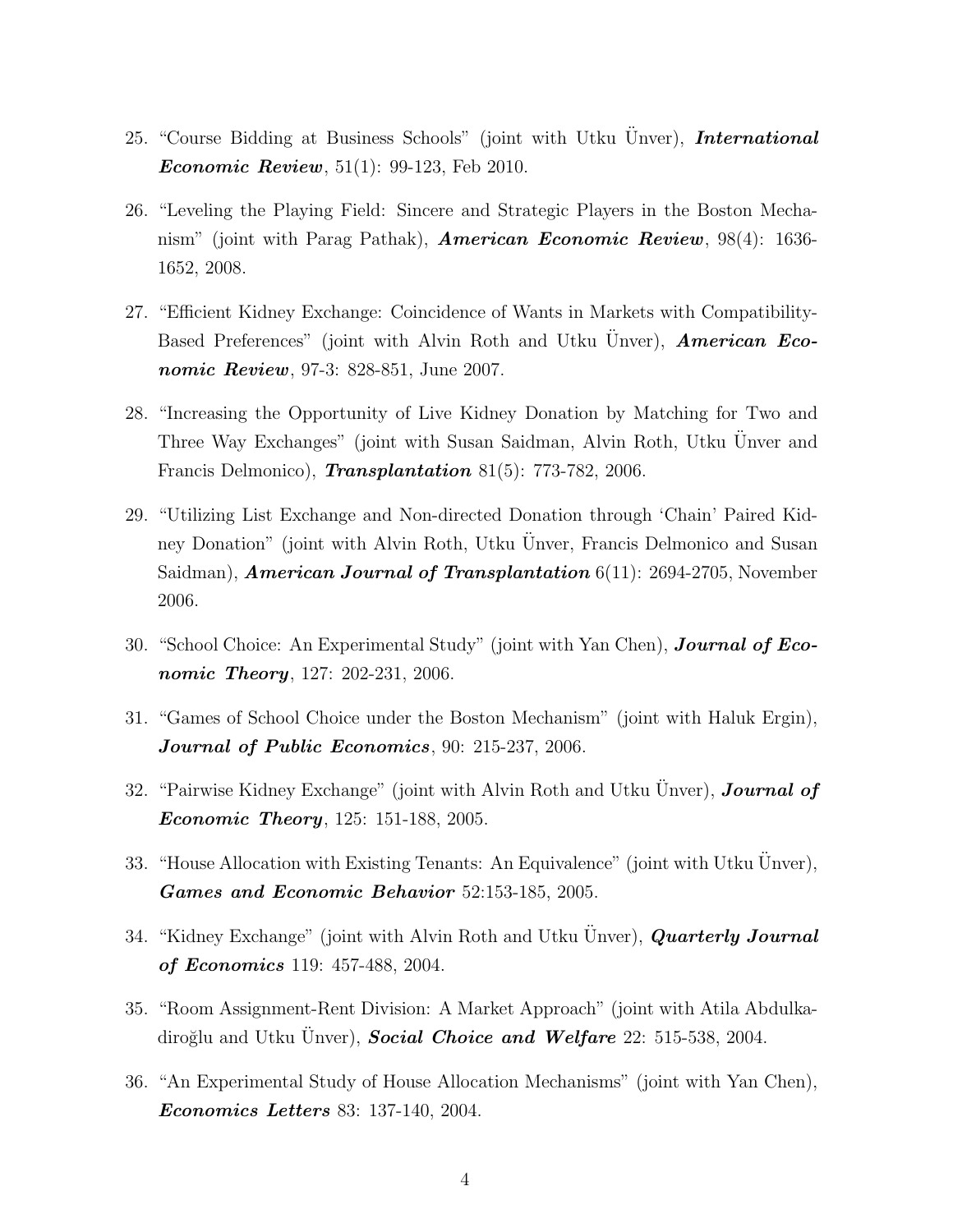25. "Course Bidding at Business Schools" (joint with Utku Ünver), ***International Economic Review***, 51(1): 99-123, Feb 2010.

26. "Leveling the Playing Field: Sincere and Strategic Players in the Boston Mechanism" (joint with Parag Pathak), ***American Economic Review***, 98(4): 1636-1652, 2008.

27. "Efficient Kidney Exchange: Coincidence of Wants in Markets with Compatibility-Based Preferences" (joint with Alvin Roth and Utku Ünver), ***American Economic Review***, 97-3: 828-851, June 2007.

28. "Increasing the Opportunity of Live Kidney Donation by Matching for Two and Three Way Exchanges" (joint with Susan Saidman, Alvin Roth, Utku Ünver and Francis Delmonico), ***Transplantation*** 81(5): 773-782, 2006.

29. "Utilizing List Exchange and Non-directed Donation through 'Chain' Paired Kidney Donation" (joint with Alvin Roth, Utku Ünver, Francis Delmonico and Susan Saidman), ***American Journal of Transplantation*** 6(11): 2694-2705, November 2006.

30. "School Choice: An Experimental Study" (joint with Yan Chen), ***Journal of Economic Theory***, 127: 202-231, 2006.

31. "Games of School Choice under the Boston Mechanism" (joint with Haluk Ergin), ***Journal of Public Economics***, 90: 215-237, 2006.

32. "Pairwise Kidney Exchange" (joint with Alvin Roth and Utku Ünver), ***Journal of Economic Theory***, 125: 151-188, 2005.

33. "House Allocation with Existing Tenants: An Equivalence" (joint with Utku Ünver), ***Games and Economic Behavior*** 52:153-185, 2005.

34. "Kidney Exchange" (joint with Alvin Roth and Utku Ünver), ***Quarterly Journal of Economics*** 119: 457-488, 2004.

35. "Room Assignment-Rent Division: A Market Approach" (joint with Atila Abdulkadiroğlu and Utku Ünver), ***Social Choice and Welfare*** 22: 515-538, 2004.

36. "An Experimental Study of House Allocation Mechanisms" (joint with Yan Chen), ***Economics Letters*** 83: 137-140, 2004.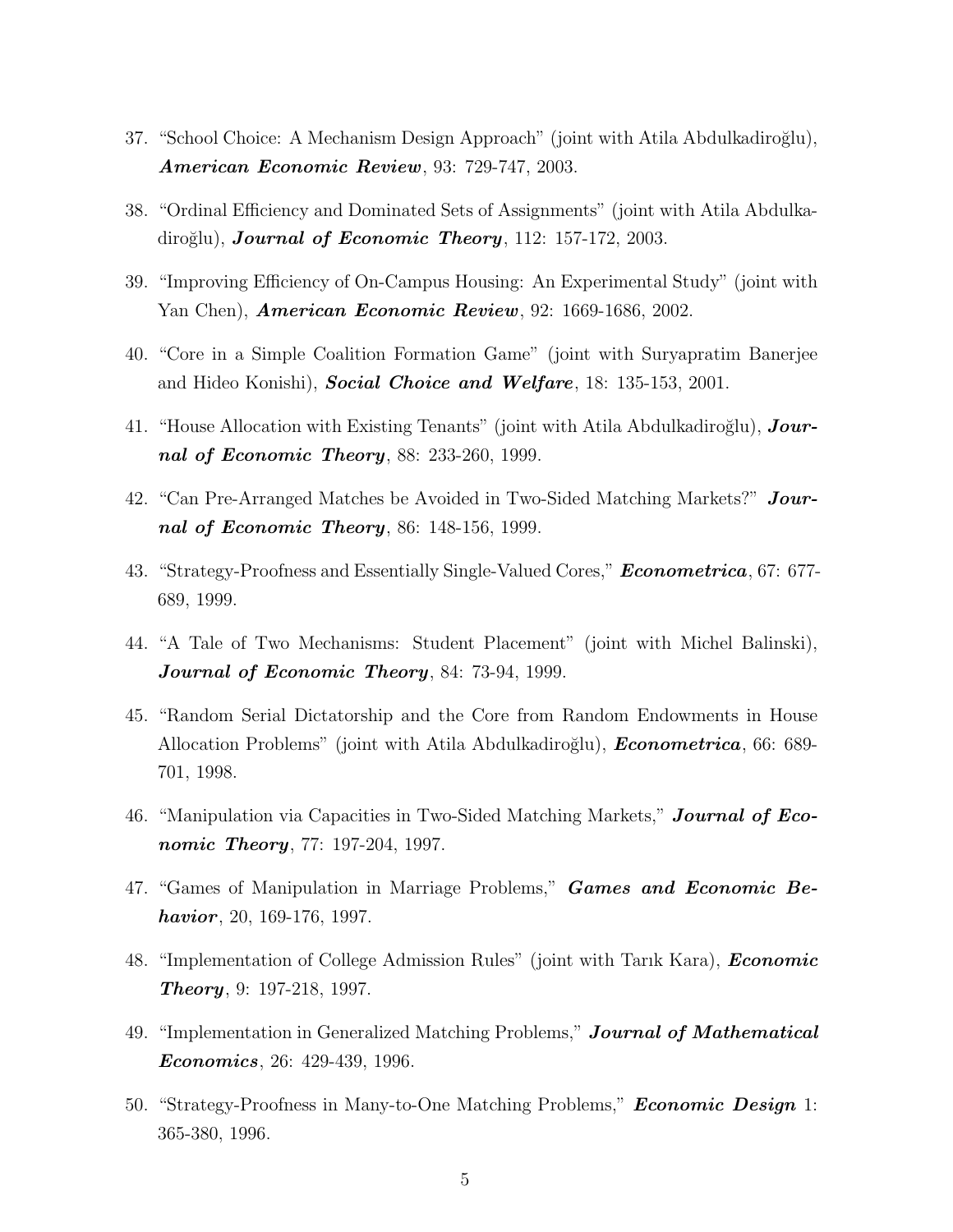37. "School Choice: A Mechanism Design Approach" (joint with Atila Abdulkadiroğlu), ***American Economic Review***, 93: 729-747, 2003.

38. "Ordinal Efficiency and Dominated Sets of Assignments" (joint with Atila Abdulkadiroğlu), ***Journal of Economic Theory***, 112: 157-172, 2003.

39. "Improving Efficiency of On-Campus Housing: An Experimental Study" (joint with Yan Chen), ***American Economic Review***, 92: 1669-1686, 2002.

40. "Core in a Simple Coalition Formation Game" (joint with Suryapratim Banerjee and Hideo Konishi), ***Social Choice and Welfare***, 18: 135-153, 2001.

41. "House Allocation with Existing Tenants" (joint with Atila Abdulkadiroğlu), ***Journal of Economic Theory***, 88: 233-260, 1999.

42. "Can Pre-Arranged Matches be Avoided in Two-Sided Matching Markets?" ***Journal of Economic Theory***, 86: 148-156, 1999.

43. "Strategy-Proofness and Essentially Single-Valued Cores," ***Econometrica***, 67: 677-689, 1999.

44. "A Tale of Two Mechanisms: Student Placement" (joint with Michel Balinski), ***Journal of Economic Theory***, 84: 73-94, 1999.

45. "Random Serial Dictatorship and the Core from Random Endowments in House Allocation Problems" (joint with Atila Abdulkadiroğlu), ***Econometrica***, 66: 689-701, 1998.

46. "Manipulation via Capacities in Two-Sided Matching Markets," ***Journal of Economic Theory***, 77: 197-204, 1997.

47. "Games of Manipulation in Marriage Problems," ***Games and Economic Behavior***, 20, 169-176, 1997.

48. "Implementation of College Admission Rules" (joint with Tarık Kara), ***Economic Theory***, 9: 197-218, 1997.

49. "Implementation in Generalized Matching Problems," ***Journal of Mathematical Economics***, 26: 429-439, 1996.

50. "Strategy-Proofness in Many-to-One Matching Problems," ***Economic Design*** 1: 365-380, 1996.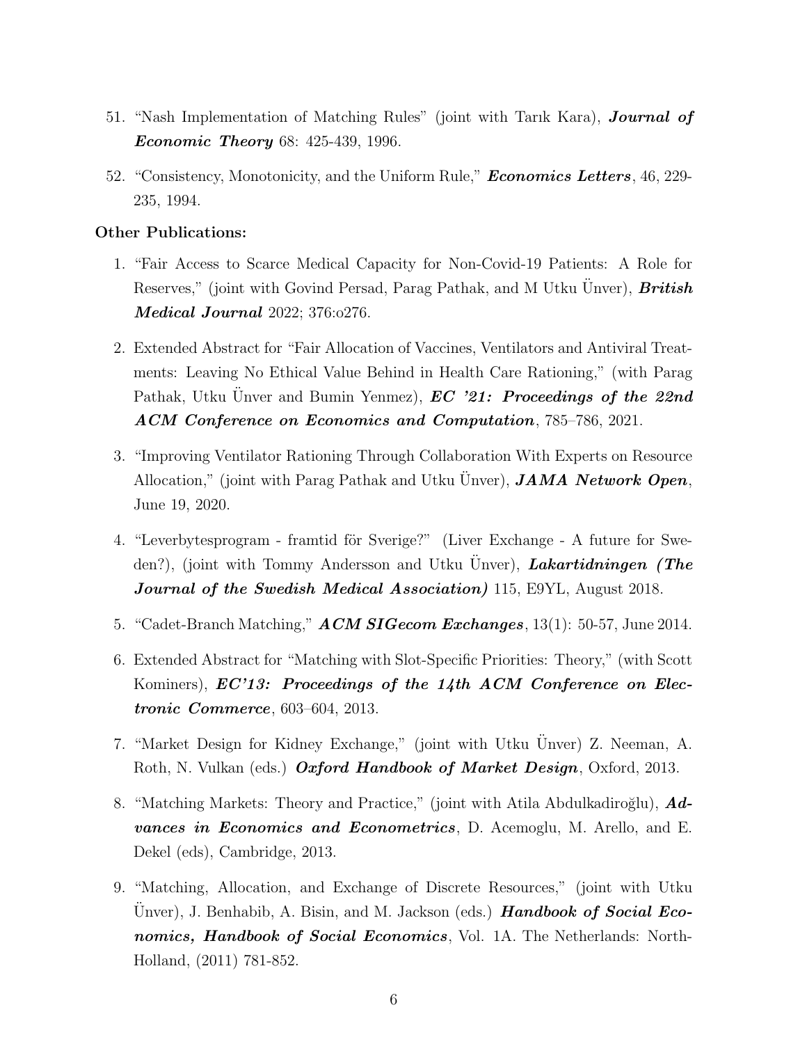51. "Nash Implementation of Matching Rules" (joint with Tarık Kara), ***Journal of Economic Theory*** 68: 425-439, 1996.

52. "Consistency, Monotonicity, and the Uniform Rule," ***Economics Letters***, 46, 229-235, 1994.

**Other Publications:**

1. "Fair Access to Scarce Medical Capacity for Non-Covid-19 Patients: A Role for Reserves," (joint with Govind Persad, Parag Pathak, and M Utku Ünver), ***British Medical Journal*** 2022; 376:o276.

2. Extended Abstract for "Fair Allocation of Vaccines, Ventilators and Antiviral Treatments: Leaving No Ethical Value Behind in Health Care Rationing," (with Parag Pathak, Utku Ünver and Bumin Yenmez), ***EC '21: Proceedings of the 22nd ACM Conference on Economics and Computation***, 785–786, 2021.

3. "Improving Ventilator Rationing Through Collaboration With Experts on Resource Allocation," (joint with Parag Pathak and Utku Ünver), ***JAMA Network Open***, June 19, 2020.

4. "Leverbytesprogram - framtid för Sverige?" (Liver Exchange - A future for Sweden?), (joint with Tommy Andersson and Utku Ünver), ***Lakartidningen (The Journal of the Swedish Medical Association)*** 115, E9YL, August 2018.

5. "Cadet-Branch Matching," ***ACM SIGecom Exchanges***, 13(1): 50-57, June 2014.

6. Extended Abstract for "Matching with Slot-Specific Priorities: Theory," (with Scott Kominers), ***EC'13: Proceedings of the 14th ACM Conference on Electronic Commerce***, 603–604, 2013.

7. "Market Design for Kidney Exchange," (joint with Utku Ünver) Z. Neeman, A. Roth, N. Vulkan (eds.) ***Oxford Handbook of Market Design***, Oxford, 2013.

8. "Matching Markets: Theory and Practice," (joint with Atila Abdulkadiroğlu), ***Advances in Economics and Econometrics***, D. Acemoglu, M. Arello, and E. Dekel (eds), Cambridge, 2013.

9. "Matching, Allocation, and Exchange of Discrete Resources," (joint with Utku Ünver), J. Benhabib, A. Bisin, and M. Jackson (eds.) ***Handbook of Social Economics, Handbook of Social Economics***, Vol. 1A. The Netherlands: North-Holland, (2011) 781-852.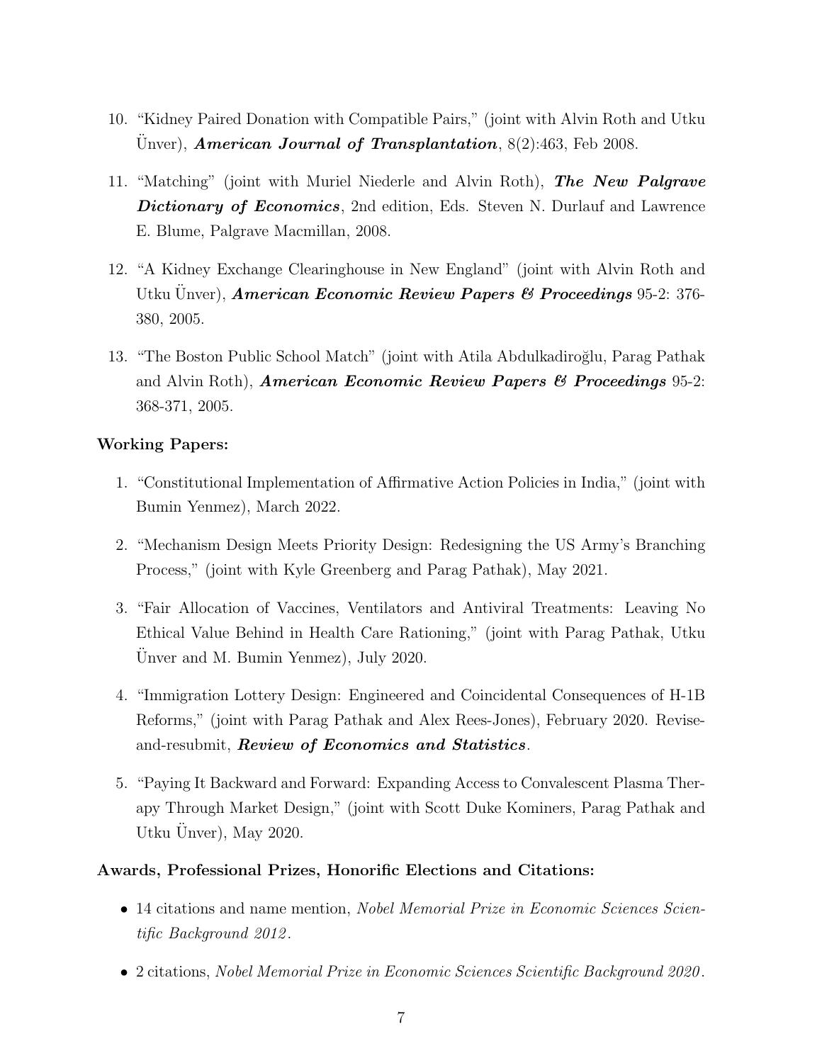10. "Kidney Paired Donation with Compatible Pairs," (joint with Alvin Roth and Utku Ünver), ***American Journal of Transplantation***, 8(2):463, Feb 2008.

11. "Matching" (joint with Muriel Niederle and Alvin Roth), ***The New Palgrave Dictionary of Economics***, 2nd edition, Eds. Steven N. Durlauf and Lawrence E. Blume, Palgrave Macmillan, 2008.

12. "A Kidney Exchange Clearinghouse in New England" (joint with Alvin Roth and Utku Ünver), ***American Economic Review Papers & Proceedings*** 95-2: 376-380, 2005.

13. "The Boston Public School Match" (joint with Atila Abdulkadiroğlu, Parag Pathak and Alvin Roth), ***American Economic Review Papers & Proceedings*** 95-2: 368-371, 2005.

**Working Papers:**

1. "Constitutional Implementation of Affirmative Action Policies in India," (joint with Bumin Yenmez), March 2022.

2. "Mechanism Design Meets Priority Design: Redesigning the US Army's Branching Process," (joint with Kyle Greenberg and Parag Pathak), May 2021.

3. "Fair Allocation of Vaccines, Ventilators and Antiviral Treatments: Leaving No Ethical Value Behind in Health Care Rationing," (joint with Parag Pathak, Utku Ünver and M. Bumin Yenmez), July 2020.

4. "Immigration Lottery Design: Engineered and Coincidental Consequences of H-1B Reforms," (joint with Parag Pathak and Alex Rees-Jones), February 2020. Revise-and-resubmit, ***Review of Economics and Statistics***.

5. "Paying It Backward and Forward: Expanding Access to Convalescent Plasma Therapy Through Market Design," (joint with Scott Duke Kominers, Parag Pathak and Utku Ünver), May 2020.

**Awards, Professional Prizes, Honorific Elections and Citations:**

- 14 citations and name mention, *Nobel Memorial Prize in Economic Sciences Scientific Background 2012*.
- 2 citations, *Nobel Memorial Prize in Economic Sciences Scientific Background 2020*.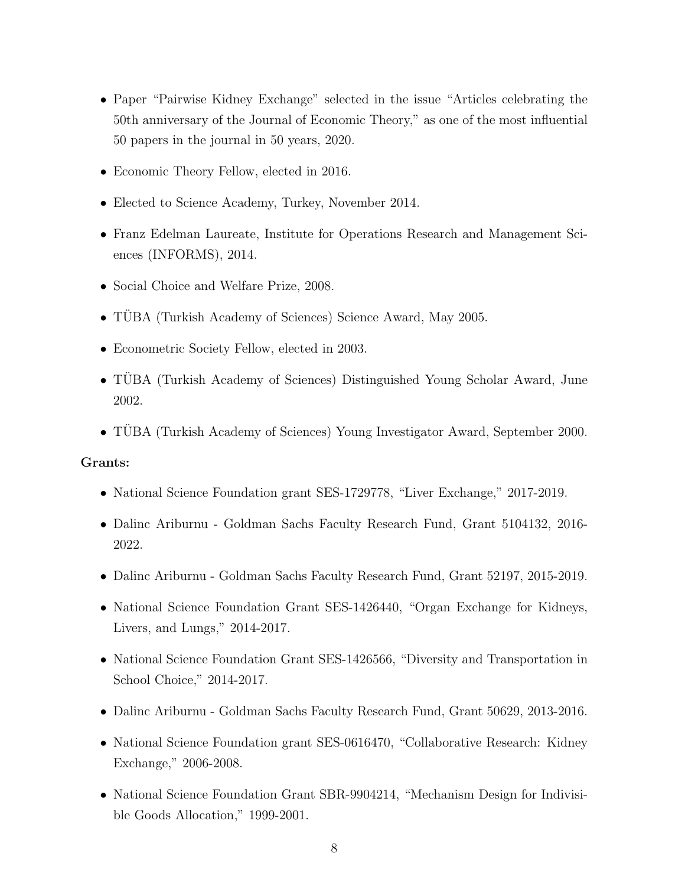- Paper "Pairwise Kidney Exchange" selected in the issue "Articles celebrating the 50th anniversary of the Journal of Economic Theory," as one of the most influential 50 papers in the journal in 50 years, 2020.
- Economic Theory Fellow, elected in 2016.
- Elected to Science Academy, Turkey, November 2014.
- Franz Edelman Laureate, Institute for Operations Research and Management Sciences (INFORMS), 2014.
- Social Choice and Welfare Prize, 2008.
- TÜBA (Turkish Academy of Sciences) Science Award, May 2005.
- Econometric Society Fellow, elected in 2003.
- TÜBA (Turkish Academy of Sciences) Distinguished Young Scholar Award, June 2002.
- TÜBA (Turkish Academy of Sciences) Young Investigator Award, September 2000.

**Grants:**

- National Science Foundation grant SES-1729778, "Liver Exchange," 2017-2019.
- Dalinc Ariburnu - Goldman Sachs Faculty Research Fund, Grant 5104132, 2016-2022.
- Dalinc Ariburnu - Goldman Sachs Faculty Research Fund, Grant 52197, 2015-2019.
- National Science Foundation Grant SES-1426440, "Organ Exchange for Kidneys, Livers, and Lungs," 2014-2017.
- National Science Foundation Grant SES-1426566, "Diversity and Transportation in School Choice," 2014-2017.
- Dalinc Ariburnu - Goldman Sachs Faculty Research Fund, Grant 50629, 2013-2016.
- National Science Foundation grant SES-0616470, "Collaborative Research: Kidney Exchange," 2006-2008.
- National Science Foundation Grant SBR-9904214, "Mechanism Design for Indivisible Goods Allocation," 1999-2001.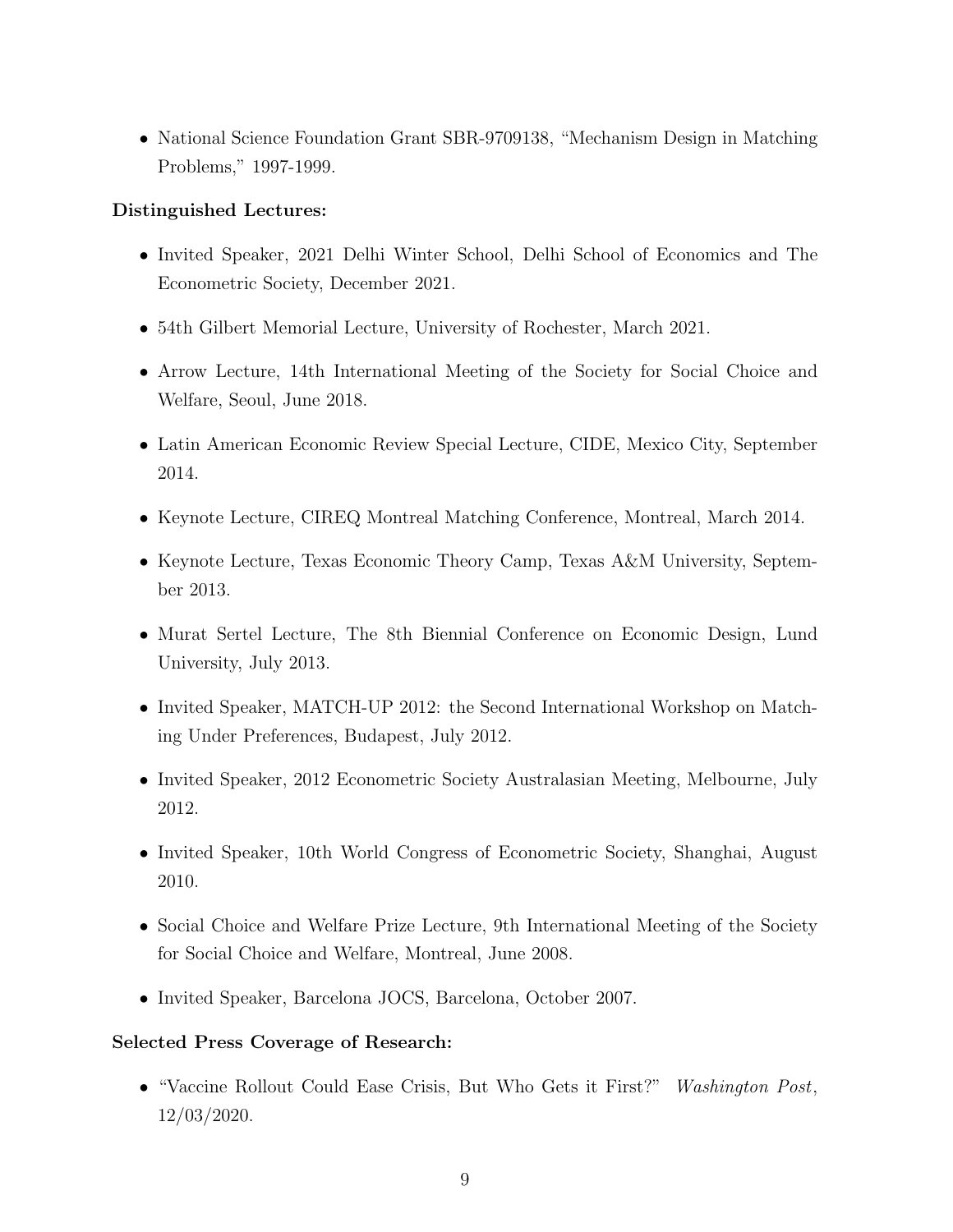- National Science Foundation Grant SBR-9709138, "Mechanism Design in Matching Problems," 1997-1999.

**Distinguished Lectures:**

- Invited Speaker, 2021 Delhi Winter School, Delhi School of Economics and The Econometric Society, December 2021.
- 54th Gilbert Memorial Lecture, University of Rochester, March 2021.
- Arrow Lecture, 14th International Meeting of the Society for Social Choice and Welfare, Seoul, June 2018.
- Latin American Economic Review Special Lecture, CIDE, Mexico City, September 2014.
- Keynote Lecture, CIREQ Montreal Matching Conference, Montreal, March 2014.
- Keynote Lecture, Texas Economic Theory Camp, Texas A&M University, September 2013.
- Murat Sertel Lecture, The 8th Biennial Conference on Economic Design, Lund University, July 2013.
- Invited Speaker, MATCH-UP 2012: the Second International Workshop on Matching Under Preferences, Budapest, July 2012.
- Invited Speaker, 2012 Econometric Society Australasian Meeting, Melbourne, July 2012.
- Invited Speaker, 10th World Congress of Econometric Society, Shanghai, August 2010.
- Social Choice and Welfare Prize Lecture, 9th International Meeting of the Society for Social Choice and Welfare, Montreal, June 2008.
- Invited Speaker, Barcelona JOCS, Barcelona, October 2007.

**Selected Press Coverage of Research:**

- "Vaccine Rollout Could Ease Crisis, But Who Gets it First?" *Washington Post*, 12/03/2020.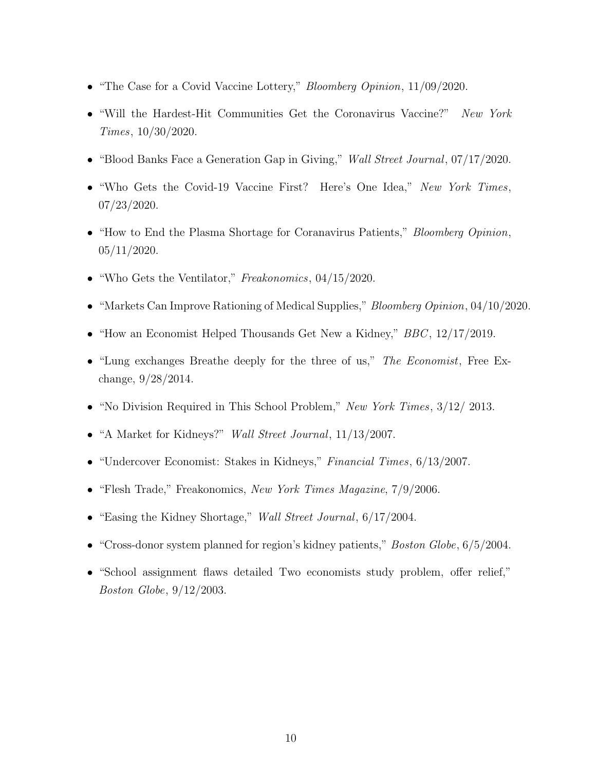- "The Case for a Covid Vaccine Lottery," *Bloomberg Opinion*, 11/09/2020.
- "Will the Hardest-Hit Communities Get the Coronavirus Vaccine?" *New York Times*, 10/30/2020.
- "Blood Banks Face a Generation Gap in Giving," *Wall Street Journal*, 07/17/2020.
- "Who Gets the Covid-19 Vaccine First? Here's One Idea," *New York Times*, 07/23/2020.
- "How to End the Plasma Shortage for Coranavirus Patients," *Bloomberg Opinion*, 05/11/2020.
- "Who Gets the Ventilator," *Freakonomics*, 04/15/2020.
- "Markets Can Improve Rationing of Medical Supplies," *Bloomberg Opinion*, 04/10/2020.
- "How an Economist Helped Thousands Get New a Kidney," *BBC*, 12/17/2019.
- "Lung exchanges Breathe deeply for the three of us," *The Economist*, Free Exchange, 9/28/2014.
- "No Division Required in This School Problem," *New York Times*, 3/12/ 2013.
- "A Market for Kidneys?" *Wall Street Journal*, 11/13/2007.
- "Undercover Economist: Stakes in Kidneys," *Financial Times*, 6/13/2007.
- "Flesh Trade," Freakonomics, *New York Times Magazine*, 7/9/2006.
- "Easing the Kidney Shortage," *Wall Street Journal*, 6/17/2004.
- "Cross-donor system planned for region's kidney patients," *Boston Globe*, 6/5/2004.
- "School assignment flaws detailed Two economists study problem, offer relief," *Boston Globe*, 9/12/2003.